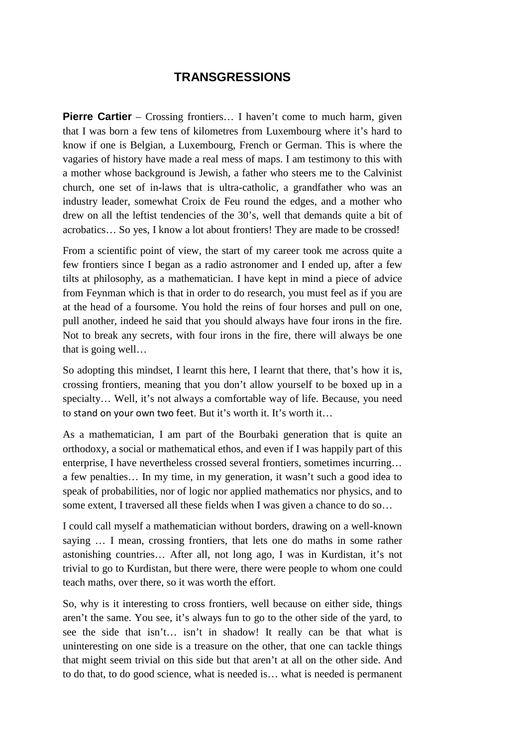# TRANSGRESSIONS

**Pierre Cartier** – Crossing frontiers… I haven't come to much harm, given that I was born a few tens of kilometres from Luxembourg where it's hard to know if one is Belgian, a Luxembourg, French or German. This is where the vagaries of history have made a real mess of maps. I am testimony to this with a mother whose background is Jewish, a father who steers me to the Calvinist church, one set of in-laws that is ultra-catholic, a grandfather who was an industry leader, somewhat Croix de Feu round the edges, and a mother who drew on all the leftist tendencies of the 30's, well that demands quite a bit of acrobatics… So yes, I know a lot about frontiers! They are made to be crossed!

From a scientific point of view, the start of my career took me across quite a few frontiers since I began as a radio astronomer and I ended up, after a few tilts at philosophy, as a mathematician. I have kept in mind a piece of advice from Feynman which is that in order to do research, you must feel as if you are at the head of a foursome. You hold the reins of four horses and pull on one, pull another, indeed he said that you should always have four irons in the fire. Not to break any secrets, with four irons in the fire, there will always be one that is going well…

So adopting this mindset, I learnt this here, I learnt that there, that's how it is, crossing frontiers, meaning that you don't allow yourself to be boxed up in a specialty… Well, it's not always a comfortable way of life. Because, you need to stand on your own two feet. But it's worth it. It's worth it…

As a mathematician, I am part of the Bourbaki generation that is quite an orthodoxy, a social or mathematical ethos, and even if I was happily part of this enterprise, I have nevertheless crossed several frontiers, sometimes incurring… a few penalties… In my time, in my generation, it wasn't such a good idea to speak of probabilities, nor of logic nor applied mathematics nor physics, and to some extent, I traversed all these fields when I was given a chance to do so…

I could call myself a mathematician without borders, drawing on a well-known saying … I mean, crossing frontiers, that lets one do maths in some rather astonishing countries… After all, not long ago, I was in Kurdistan, it's not trivial to go to Kurdistan, but there were, there were people to whom one could teach maths, over there, so it was worth the effort.

So, why is it interesting to cross frontiers, well because on either side, things aren't the same. You see, it's always fun to go to the other side of the yard, to see the side that isn't… isn't in shadow! It really can be that what is uninteresting on one side is a treasure on the other, that one can tackle things that might seem trivial on this side but that aren't at all on the other side. And to do that, to do good science, what is needed is… what is needed is permanent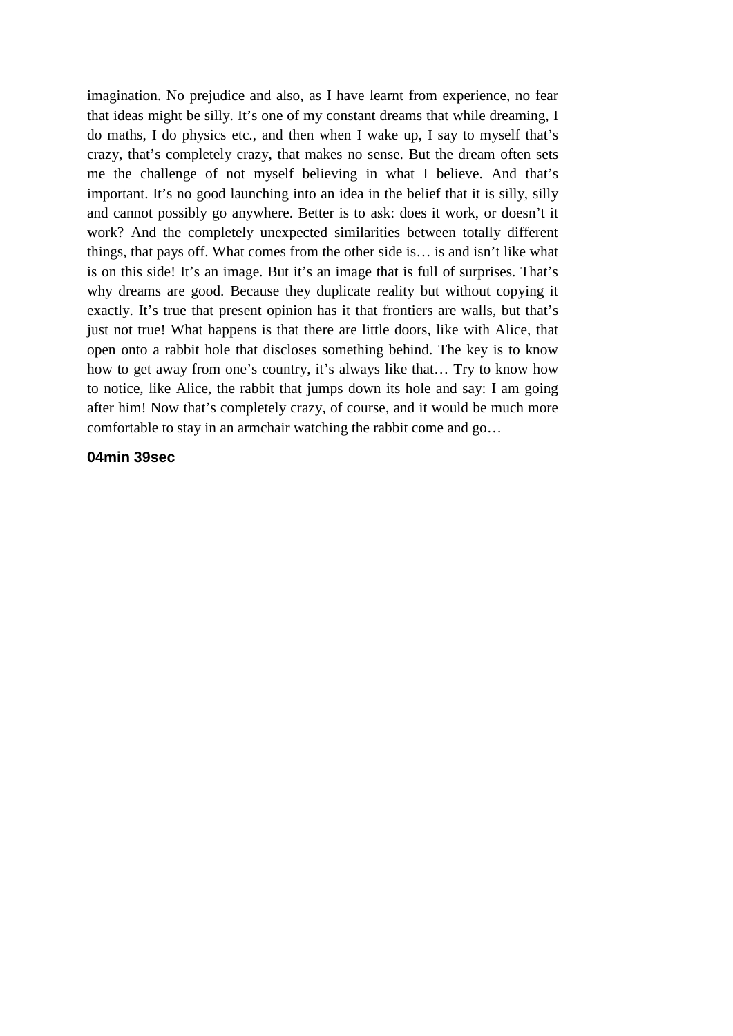imagination. No prejudice and also, as I have learnt from experience, no fear that ideas might be silly. It's one of my constant dreams that while dreaming, I do maths, I do physics etc., and then when I wake up, I say to myself that's crazy, that's completely crazy, that makes no sense. But the dream often sets me the challenge of not myself believing in what I believe. And that's important. It's no good launching into an idea in the belief that it is silly, silly and cannot possibly go anywhere. Better is to ask: does it work, or doesn't it work? And the completely unexpected similarities between totally different things, that pays off. What comes from the other side is… is and isn't like what is on this side! It's an image. But it's an image that is full of surprises. That's why dreams are good. Because they duplicate reality but without copying it exactly. It's true that present opinion has it that frontiers are walls, but that's just not true! What happens is that there are little doors, like with Alice, that open onto a rabbit hole that discloses something behind. The key is to know how to get away from one's country, it's always like that… Try to know how to notice, like Alice, the rabbit that jumps down its hole and say: I am going after him! Now that's completely crazy, of course, and it would be much more comfortable to stay in an armchair watching the rabbit come and go…

**04min 39sec**